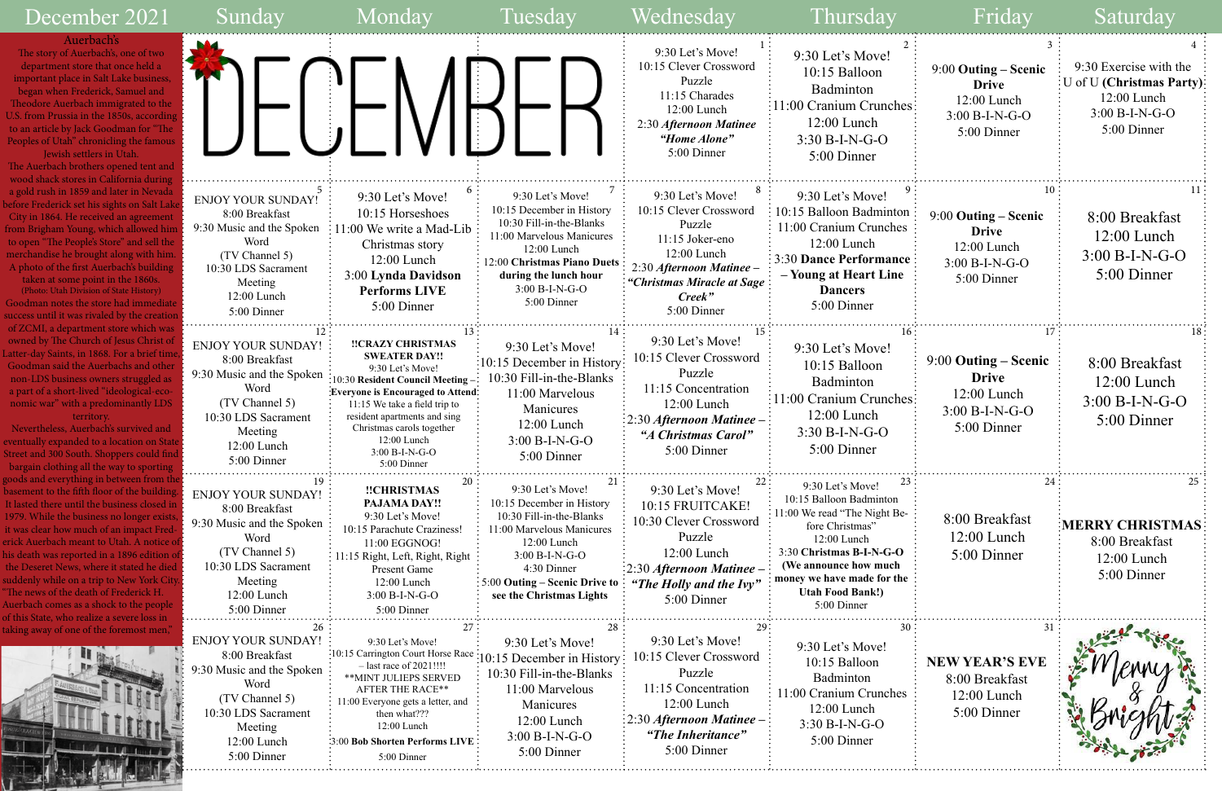# December 2021

## Auerbach's

The story of Auerbach's, one of two department store that once held a important place in Salt Lake business, began when Frederick, Samuel and Theodore Auerbach immigrated to the U.S. from Prussia in the 1850s, according to an article by Jack Goodman for "The Peoples of Utah" chronicling the famous Jewish settlers in Utah.

The Auerbach brothers opened tent and wood shack stores in California during a gold rush in 1859 and later in Nevada before Frederick set his sights on Salt Lake City in 1864. He received an agreement from Brigham Young, which allowed him to open "The People's Store" and sell the merchandise he brought along with him. A photo of the first Auerbach's building taken at some point in the 1860s. (Photo: Utah Division of State History) Goodman notes the store had immediate success until it was rivaled by the creation of ZCMI, a department store which was owned by The Church of Jesus Christ of Latter-day Saints, in 1868. For a brief time, Goodman said the Auerbachs and other non-LDS business owners struggled as a part of a short-lived "ideological-economic war" with a predominantly LDS territory.

Nevertheless, Auerbach's survived and eventually expanded to a location on State Street and 300 South. Shoppers could find bargain clothing all the way to sporting goods and everything in between from the basement to the fifth floor of the building. It lasted there until the business closed in 1979. While the business no longer exists, it was clear how much of an impact Frederick Auerbach meant to Utah. A notice of his death was reported in a 1896 edition of the Deseret News, where it stated he died suddenly while on a trip to New York City. "The news of the death of Frederick H. Auerbach comes as a shock to the people of this State, who realize a severe loss in taking away of one of the foremost men,"

| Sunday | Monday | Tuesday | Wednesday | Thursday | Friday | Saturday |
|---|---|---|---|---|---|---|
| | | | 1<br>9:30 Let's Move!<br>10:15 Clever Crossword Puzzle<br>11:15 Charades<br>12:00 Lunch<br>2:30 ***Afternoon Matinee*** ***"Home Alone"***<br>5:00 Dinner | 2<br>9:30 Let's Move!<br>10:15 Balloon Badminton<br>11:00 Cranium Crunches<br>12:00 Lunch<br>3:30 B-I-N-G-O<br>5:00 Dinner | 3<br>9:00 **Outing – Scenic Drive**<br>12:00 Lunch<br>3:00 B-I-N-G-O<br>5:00 Dinner | 4<br>9:30 Exercise with the U of U (**Christmas Party**)<br>12:00 Lunch<br>3:00 B-I-N-G-O<br>5:00 Dinner |
| 5<br>ENJOY YOUR SUNDAY!<br>8:00 Breakfast<br>9:30 Music and the Spoken Word<br>(TV Channel 5)<br>10:30 LDS Sacrament Meeting<br>12:00 Lunch<br>5:00 Dinner | 6<br>9:30 Let's Move!<br>10:15 Horseshoes<br>11:00 We write a Mad-Lib Christmas story<br>12:00 Lunch<br>3:00 **Lynda Davidson Performs LIVE**<br>5:00 Dinner | 7<br>9:30 Let's Move!<br>10:15 December in History<br>10:30 Fill-in-the-Blanks<br>11:00 Marvelous Manicures<br>12:00 Lunch<br>12:00 **Christmas Piano Duets during the lunch hour**<br>3:00 B-I-N-G-O<br>5:00 Dinner | 8<br>9:30 Let's Move!<br>10:15 Clever Crossword Puzzle<br>11:15 Joker-eno<br>12:00 Lunch<br>2:30 ***Afternoon Matinee – "Christmas Miracle at Sage Creek"***<br>5:00 Dinner | 9<br>9:30 Let's Move!<br>10:15 Balloon Badminton<br>11:00 Cranium Crunches<br>12:00 Lunch<br>3:30 **Dance Performance – Young at Heart Line Dancers**<br>5:00 Dinner | 10<br>9:00 **Outing – Scenic Drive**<br>12:00 Lunch<br>3:00 B-I-N-G-O<br>5:00 Dinner | 11<br>8:00 Breakfast<br>12:00 Lunch<br>3:00 B-I-N-G-O<br>5:00 Dinner |
| 12<br>ENJOY YOUR SUNDAY!<br>8:00 Breakfast<br>9:30 Music and the Spoken Word<br>(TV Channel 5)<br>10:30 LDS Sacrament Meeting<br>12:00 Lunch<br>5:00 Dinner | 13<br>**!!CRAZY CHRISTMAS SWEATER DAY!!**<br>9:30 Let's Move!<br>10:30 **Resident Council Meeting – Everyone is Encouraged to Attend**<br>11:15 We take a field trip to resident apartments and sing Christmas carols together<br>12:00 Lunch<br>3:00 B-I-N-G-O<br>5:00 Dinner | 14<br>9:30 Let's Move!<br>10:15 December in History<br>10:30 Fill-in-the-Blanks<br>11:00 Marvelous Manicures<br>12:00 Lunch<br>3:00 B-I-N-G-O<br>5:00 Dinner | 15<br>9:30 Let's Move!<br>10:15 Clever Crossword Puzzle<br>11:15 Concentration<br>12:00 Lunch<br>2:30 ***Afternoon Matinee – "A Christmas Carol"***<br>5:00 Dinner | 16<br>9:30 Let's Move!<br>10:15 Balloon Badminton<br>11:00 Cranium Crunches<br>12:00 Lunch<br>3:30 B-I-N-G-O<br>5:00 Dinner | 17<br>9:00 **Outing – Scenic Drive**<br>12:00 Lunch<br>3:00 B-I-N-G-O<br>5:00 Dinner | 18<br>8:00 Breakfast<br>12:00 Lunch<br>3:00 B-I-N-G-O<br>5:00 Dinner |
| 19<br>ENJOY YOUR SUNDAY!<br>8:00 Breakfast<br>9:30 Music and the Spoken Word<br>(TV Channel 5)<br>10:30 LDS Sacrament Meeting<br>12:00 Lunch<br>5:00 Dinner | 20<br>**!!CHRISTMAS PAJAMA DAY!!**<br>9:30 Let's Move!<br>10:15 Parachute Craziness!<br>11:00 EGGNOG!<br>11:15 Right, Left, Right, Right Present Game<br>12:00 Lunch<br>3:00 B-I-N-G-O<br>5:00 Dinner | 21<br>9:30 Let's Move!<br>10:15 December in History<br>10:30 Fill-in-the-Blanks<br>11:00 Marvelous Manicures<br>12:00 Lunch<br>3:00 B-I-N-G-O<br>4:30 Dinner<br>5:00 **Outing – Scenic Drive to see the Christmas Lights** | 22<br>9:30 Let's Move!<br>10:15 FRUITCAKE!<br>10:30 Clever Crossword Puzzle<br>12:00 Lunch<br>2:30 ***Afternoon Matinee – "The Holly and the Ivy"***<br>5:00 Dinner | 23<br>9:30 Let's Move!<br>10:15 Balloon Badminton<br>11:00 We read "The Night Before Christmas"<br>12:00 Lunch<br>3:30 **Christmas B-I-N-G-O (We announce how much money we have made for the Utah Food Bank!)**<br>5:00 Dinner | 24<br>8:00 Breakfast<br>12:00 Lunch<br>5:00 Dinner | 25<br>**MERRY CHRISTMAS**<br>8:00 Breakfast<br>12:00 Lunch<br>5:00 Dinner |
| 26<br>ENJOY YOUR SUNDAY!<br>8:00 Breakfast<br>9:30 Music and the Spoken Word<br>(TV Channel 5)<br>10:30 LDS Sacrament Meeting<br>12:00 Lunch<br>5:00 Dinner | 27<br>9:30 Let's Move!<br>10:15 Carrington Court Horse Race – last race of 2021!!!!<br>**MINT JULIEPS SERVED AFTER THE RACE**<br>11:00 Everyone gets a letter, and then what???<br>12:00 Lunch<br>3:00 **Bob Shorten Performs LIVE**<br>5:00 Dinner | 28<br>9:30 Let's Move!<br>10:15 December in History<br>10:30 Fill-in-the-Blanks<br>11:00 Marvelous Manicures<br>12:00 Lunch<br>3:00 B-I-N-G-O<br>5:00 Dinner | 29<br>9:30 Let's Move!<br>10:15 Clever Crossword Puzzle<br>11:15 Concentration<br>12:00 Lunch<br>2:30 ***Afternoon Matinee – "The Inheritance"***<br>5:00 Dinner | 30<br>9:30 Let's Move!<br>10:15 Balloon Badminton<br>11:00 Cranium Crunches<br>12:00 Lunch<br>3:30 B-I-N-G-O<br>5:00 Dinner | 31<br>**NEW YEAR'S EVE**<br>8:00 Breakfast<br>12:00 Lunch<br>5:00 Dinner | Merry & Bright |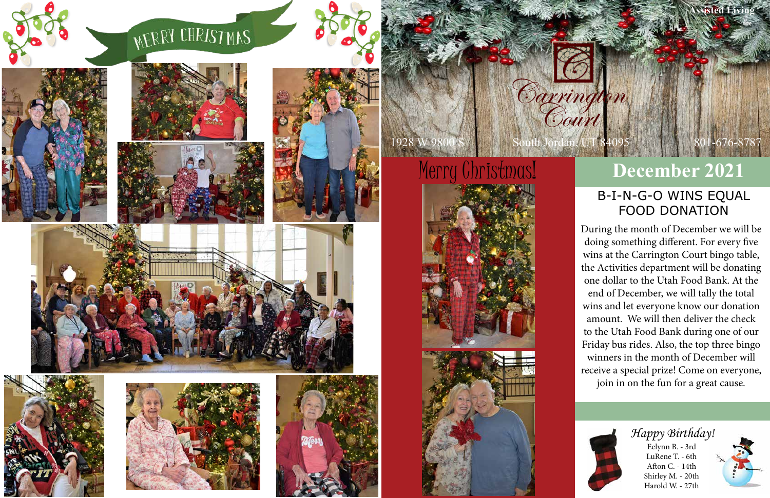# MERRY CHRISTMAS

Assisted Living

Carrington Court

1928 W 9800 S South Jordan, UT 84095 801-676-8787

## Merry Christmas!

## December 2021

### B-I-N-G-O WINS EQUAL FOOD DONATION

During the month of December we will be doing something different. For every five wins at the Carrington Court bingo table, the Activities department will be donating one dollar to the Utah Food Bank. At the end of December, we will tally the total wins and let everyone know our donation amount. We will then deliver the check to the Utah Food Bank during one of our Friday bus rides. Also, the top three bingo winners in the month of December will receive a special prize! Come on everyone, join in on the fun for a great cause.

### *Happy Birthday!*

Eelynn B. - 3rd
LuRene T. - 6th
Afton C. - 14th
Shirley M. - 20th
Harold W. - 27th